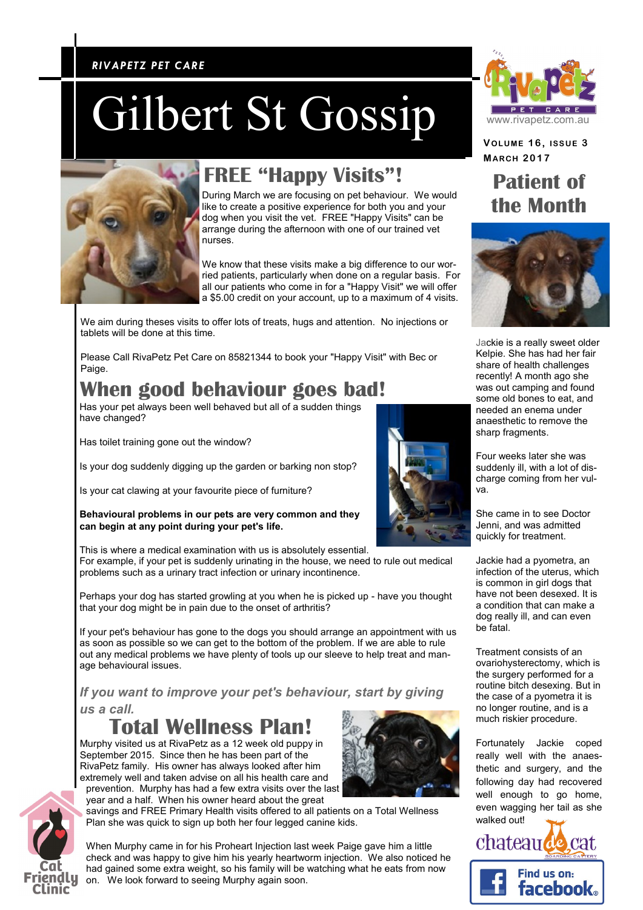RIVAPETZ PET CARE

# Gilbert St Gossip

www.rivapetz.com.au

**Volume 16, Issue 3**
**March 2017**

## FREE "Happy Visits"!

During March we are focusing on pet behaviour. We would like to create a positive experience for both you and your dog when you visit the vet. FREE "Happy Visits" can be arrange during the afternoon with one of our trained vet nurses.

We know that these visits make a big difference to our worried patients, particularly when done on a regular basis. For all our patients who come in for a "Happy Visit" we will offer a $5.00 credit on your account, up to a maximum of 4 visits.

We aim during theses visits to offer lots of treats, hugs and attention. No injections or tablets will be done at this time.

Please Call RivaPetz Pet Care on 85821344 to book your "Happy Visit" with Bec or Paige.

## When good behaviour goes bad!

Has your pet always been well behaved but all of a sudden things have changed?

Has toilet training gone out the window?

Is your dog suddenly digging up the garden or barking non stop?

Is your cat clawing at your favourite piece of furniture?

**Behavioural problems in our pets are very common and they can begin at any point during your pet's life.**

This is where a medical examination with us is absolutely essential. For example, if your pet is suddenly urinating in the house, we need to rule out medical problems such as a urinary tract infection or urinary incontinence.

Perhaps your dog has started growling at you when he is picked up - have you thought that your dog might be in pain due to the onset of arthritis?

If your pet's behaviour has gone to the dogs you should arrange an appointment with us as soon as possible so we can get to the bottom of the problem. If we are able to rule out any medical problems we have plenty of tools up our sleeve to help treat and manage behavioural issues.

***If you want to improve your pet's behaviour, start by giving us a call.***

## Total Wellness Plan!

Murphy visited us at RivaPetz as a 12 week old puppy in September 2015. Since then he has been part of the RivaPetz family. His owner has always looked after him extremely well and taken advise on all his health care and prevention. Murphy has had a few extra visits over the last year and a half. When his owner heard about the great savings and FREE Primary Health visits offered to all patients on a Total Wellness Plan she was quick to sign up both her four legged canine kids.

When Murphy came in for his Proheart Injection last week Paige gave him a little check and was happy to give him his yearly heartworm injection. We also noticed he had gained some extra weight, so his family will be watching what he eats from now on. We look forward to seeing Murphy again soon.

## Patient of the Month

Jackie is a really sweet older Kelpie. She has had her fair share of health challenges recently! A month ago she was out camping and found some old bones to eat, and needed an enema under anaesthetic to remove the sharp fragments.

Four weeks later she was suddenly ill, with a lot of discharge coming from her vulva.

She came in to see Doctor Jenni, and was admitted quickly for treatment.

Jackie had a pyometra, an infection of the uterus, which is common in girl dogs that have not been desexed. It is a condition that can make a dog really ill, and can even be fatal.

Treatment consists of an ovariohysterectomy, which is the surgery performed for a routine bitch desexing. But in the case of a pyometra it is no longer routine, and is a much riskier procedure.

Fortunately Jackie coped really well with the anaesthetic and surgery, and the following day had recovered well enough to go home, even wagging her tail as she walked out!

Cat Friendly Clinic

chateau de cat BOARDING CATTERY

Find us on: facebook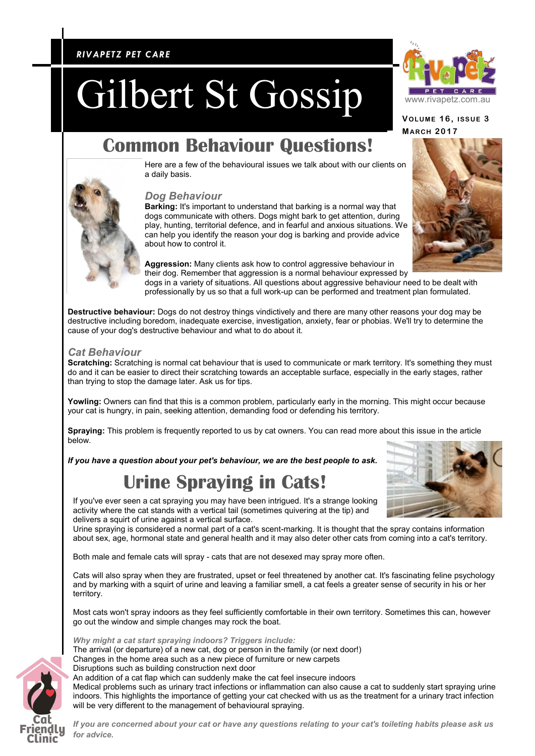RIVAPETZ PET CARE

# Gilbert St Gossip

www.rivapetz.com.au

**Volume 16, Issue 3**
**March 2017**

## Common Behaviour Questions!

Here are a few of the behavioural issues we talk about with our clients on a daily basis.

### *Dog Behaviour*

**Barking:** It's important to understand that barking is a normal way that dogs communicate with others. Dogs might bark to get attention, during play, hunting, territorial defence, and in fearful and anxious situations. We can help you identify the reason your dog is barking and provide advice about how to control it.

**Aggression:** Many clients ask how to control aggressive behaviour in their dog. Remember that aggression is a normal behaviour expressed by dogs in a variety of situations. All questions about aggressive behaviour need to be dealt with professionally by us so that a full work-up can be performed and treatment plan formulated.

**Destructive behaviour:** Dogs do not destroy things vindictively and there are many other reasons your dog may be destructive including boredom, inadequate exercise, investigation, anxiety, fear or phobias. We'll try to determine the cause of your dog's destructive behaviour and what to do about it.

### *Cat Behaviour*

**Scratching:** Scratching is normal cat behaviour that is used to communicate or mark territory. It's something they must do and it can be easier to direct their scratching towards an acceptable surface, especially in the early stages, rather than trying to stop the damage later. Ask us for tips.

**Yowling:** Owners can find that this is a common problem, particularly early in the morning. This might occur because your cat is hungry, in pain, seeking attention, demanding food or defending his territory.

**Spraying:** This problem is frequently reported to us by cat owners. You can read more about this issue in the article below.

***If you have a question about your pet's behaviour, we are the best people to ask.***

## Urine Spraying in Cats!

If you've ever seen a cat spraying you may have been intrigued. It's a strange looking activity where the cat stands with a vertical tail (sometimes quivering at the tip) and delivers a squirt of urine against a vertical surface.

Urine spraying is considered a normal part of a cat's scent-marking. It is thought that the spray contains information about sex, age, hormonal state and general health and it may also deter other cats from coming into a cat's territory.

Both male and female cats will spray - cats that are not desexed may spray more often.

Cats will also spray when they are frustrated, upset or feel threatened by another cat. It's fascinating feline psychology and by marking with a squirt of urine and leaving a familiar smell, a cat feels a greater sense of security in his or her territory.

Most cats won't spray indoors as they feel sufficiently comfortable in their own territory. Sometimes this can, however go out the window and simple changes may rock the boat.

***Why might a cat start spraying indoors? Triggers include:***

The arrival (or departure) of a new cat, dog or person in the family (or next door!)
Changes in the home area such as a new piece of furniture or new carpets
Disruptions such as building construction next door
An addition of a cat flap which can suddenly make the cat feel insecure indoors
Medical problems such as urinary tract infections or inflammation can also cause a cat to suddenly start spraying urine indoors. This highlights the importance of getting your cat checked with us as the treatment for a urinary tract infection will be very different to the management of behavioural spraying.

***If you are concerned about your cat or have any questions relating to your cat's toileting habits please ask us for advice.***

Cat Friendly Clinic